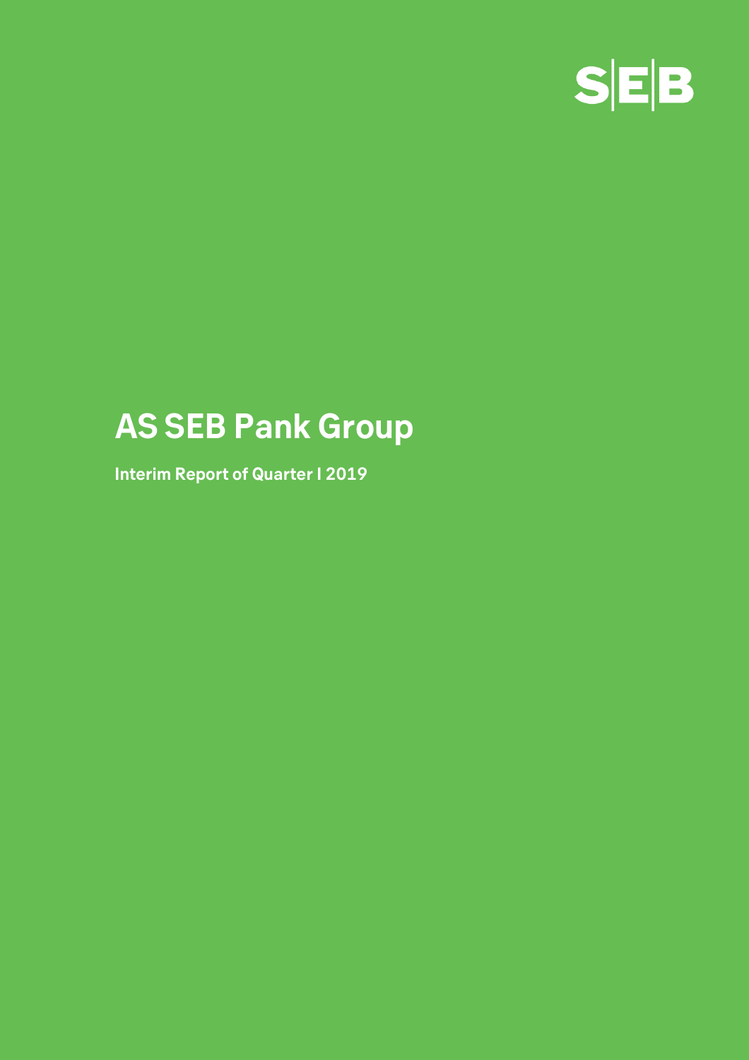S|E|B

# AS SEB Pank Group

**Interim Report of Quarter I 2019**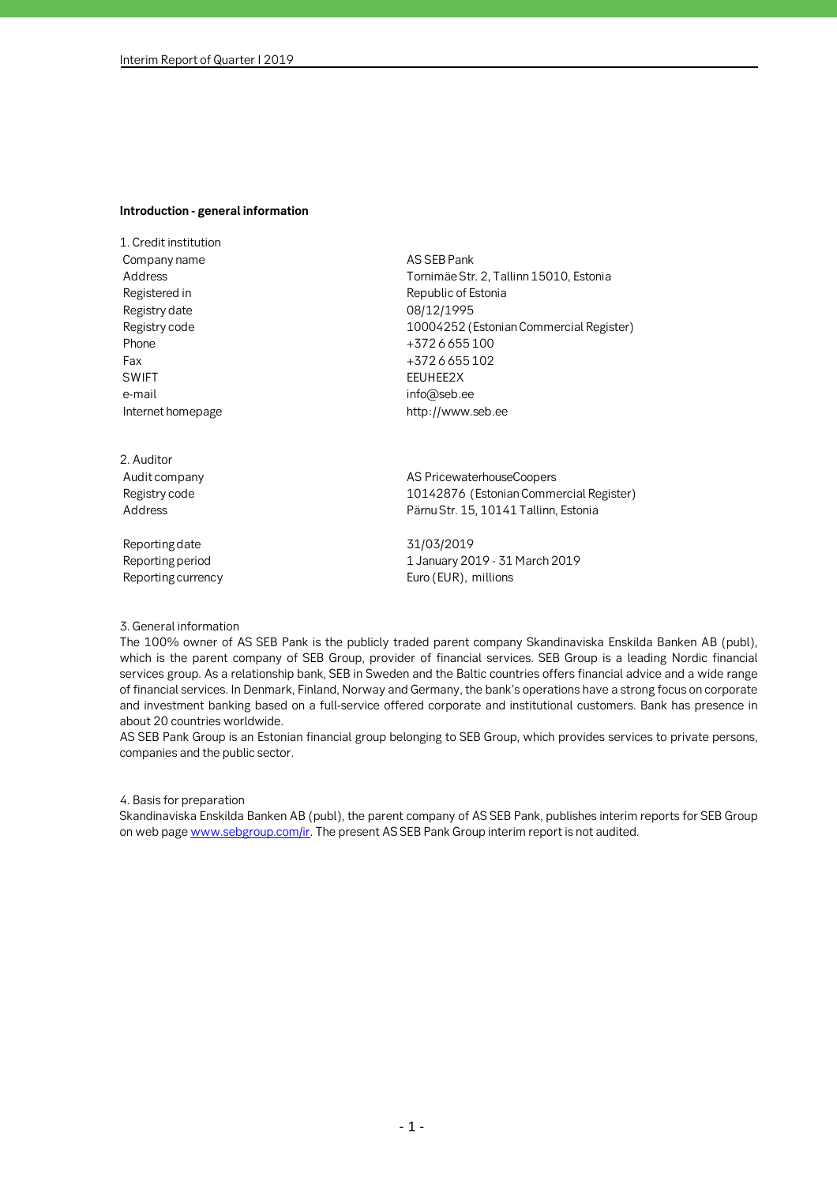## Introduction - general information

1. Credit institution

| | |
|---|---|
| Company name | AS SEB Pank |
| Address | Tornimäe Str. 2, Tallinn 15010, Estonia |
| Registered in | Republic of Estonia |
| Registry date | 08/12/1995 |
| Registry code | 10004252 (Estonian Commercial Register) |
| Phone | +372 6 655 100 |
| Fax | +372 6 655 102 |
| SWIFT | EEUHEE2X |
| e-mail | info@seb.ee |
| Internet homepage | http://www.seb.ee |

2. Auditor

| | |
|---|---|
| Audit company | AS PricewaterhouseCoopers |
| Registry code | 10142876 (Estonian Commercial Register) |
| Address | Pärnu Str. 15, 10141 Tallinn, Estonia |
| | |
| Reporting date | 31/03/2019 |
| Reporting period | 1 January 2019 - 31 March 2019 |
| Reporting currency | Euro (EUR), millions |

3. General information

The 100% owner of AS SEB Pank is the publicly traded parent company Skandinaviska Enskilda Banken AB (publ), which is the parent company of SEB Group, provider of financial services. SEB Group is a leading Nordic financial services group. As a relationship bank, SEB in Sweden and the Baltic countries offers financial advice and a wide range of financial services. In Denmark, Finland, Norway and Germany, the bank's operations have a strong focus on corporate and investment banking based on a full-service offered corporate and institutional customers. Bank has presence in about 20 countries worldwide.

AS SEB Pank Group is an Estonian financial group belonging to SEB Group, which provides services to private persons, companies and the public sector.

4. Basis for preparation

Skandinaviska Enskilda Banken AB (publ), the parent company of AS SEB Pank, publishes interim reports for SEB Group on web page www.sebgroup.com/ir. The present AS SEB Pank Group interim report is not audited.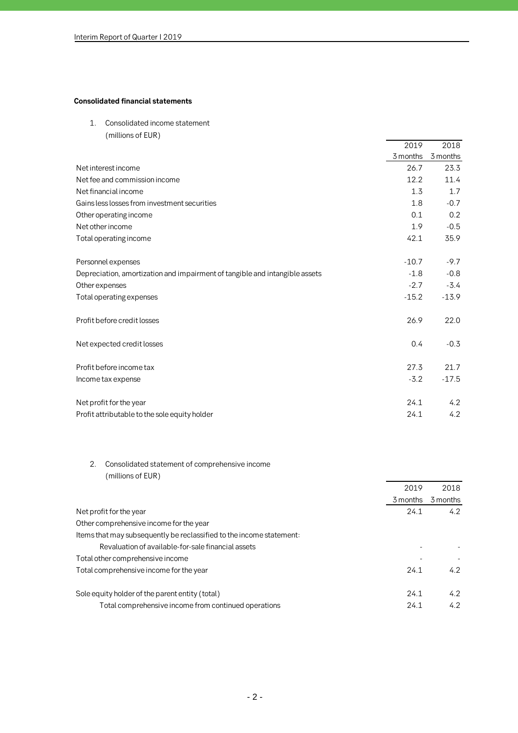**Consolidated financial statements**

1. Consolidated income statement
   (millions of EUR)

| | 2019<br>3 months | 2018<br>3 months |
|---|---|---|
| Net interest income | 26.7 | 23.3 |
| Net fee and commission income | 12.2 | 11.4 |
| Net financial income | 1.3 | 1.7 |
| Gains less losses from investment securities | 1.8 | -0.7 |
| Other operating income | 0.1 | 0.2 |
| Net other income | 1.9 | -0.5 |
| Total operating income | 42.1 | 35.9 |
| | | |
| Personnel expenses | -10.7 | -9.7 |
| Depreciation, amortization and impairment of tangible and intangible assets | -1.8 | -0.8 |
| Other expenses | -2.7 | -3.4 |
| Total operating expenses | -15.2 | -13.9 |
| | | |
| Profit before credit losses | 26.9 | 22.0 |
| | | |
| Net expected credit losses | 0.4 | -0.3 |
| | | |
| Profit before income tax | 27.3 | 21.7 |
| Income tax expense | -3.2 | -17.5 |
| | | |
| Net profit for the year | 24.1 | 4.2 |
| Profit attributable to the sole equity holder | 24.1 | 4.2 |

2. Consolidated statement of comprehensive income
   (millions of EUR)

| | 2019<br>3 months | 2018<br>3 months |
|---|---|---|
| Net profit for the year | 24.1 | 4.2 |
| Other comprehensive income for the year | | |
| Items that may subsequently be reclassified to the income statement: | | |
| Revaluation of available-for-sale financial assets | - | - |
| Total other comprehensive income | - | - |
| Total comprehensive income for the year | 24.1 | 4.2 |
| | | |
| Sole equity holder of the parent entity (total) | 24.1 | 4.2 |
| Total comprehensive income from continued operations | 24.1 | 4.2 |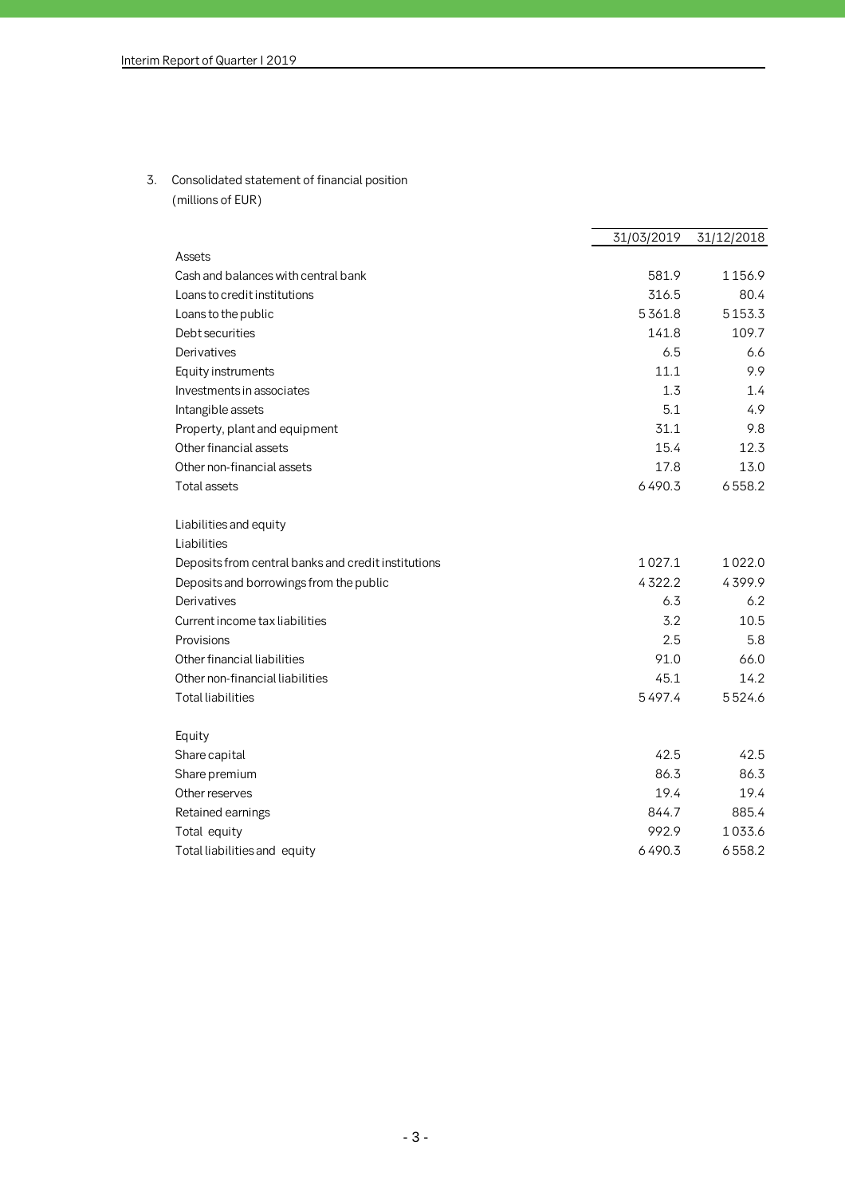## 3. Consolidated statement of financial position

(millions of EUR)

| | 31/03/2019 | 31/12/2018 |
|---|---|---|
| **Assets** | | |
| Cash and balances with central bank | 581.9 | 1 156.9 |
| Loans to credit institutions | 316.5 | 80.4 |
| Loans to the public | 5 361.8 | 5 153.3 |
| Debt securities | 141.8 | 109.7 |
| Derivatives | 6.5 | 6.6 |
| Equity instruments | 11.1 | 9.9 |
| Investments in associates | 1.3 | 1.4 |
| Intangible assets | 5.1 | 4.9 |
| Property, plant and equipment | 31.1 | 9.8 |
| Other financial assets | 15.4 | 12.3 |
| Other non-financial assets | 17.8 | 13.0 |
| Total assets | 6 490.3 | 6 558.2 |
| | | |
| **Liabilities and equity** | | |
| **Liabilities** | | |
| Deposits from central banks and credit institutions | 1 027.1 | 1 022.0 |
| Deposits and borrowings from the public | 4 322.2 | 4 399.9 |
| Derivatives | 6.3 | 6.2 |
| Current income tax liabilities | 3.2 | 10.5 |
| Provisions | 2.5 | 5.8 |
| Other financial liabilities | 91.0 | 66.0 |
| Other non-financial liabilities | 45.1 | 14.2 |
| Total liabilities | 5 497.4 | 5 524.6 |
| | | |
| **Equity** | | |
| Share capital | 42.5 | 42.5 |
| Share premium | 86.3 | 86.3 |
| Other reserves | 19.4 | 19.4 |
| Retained earnings | 844.7 | 885.4 |
| Total equity | 992.9 | 1 033.6 |
| Total liabilities and equity | 6 490.3 | 6 558.2 |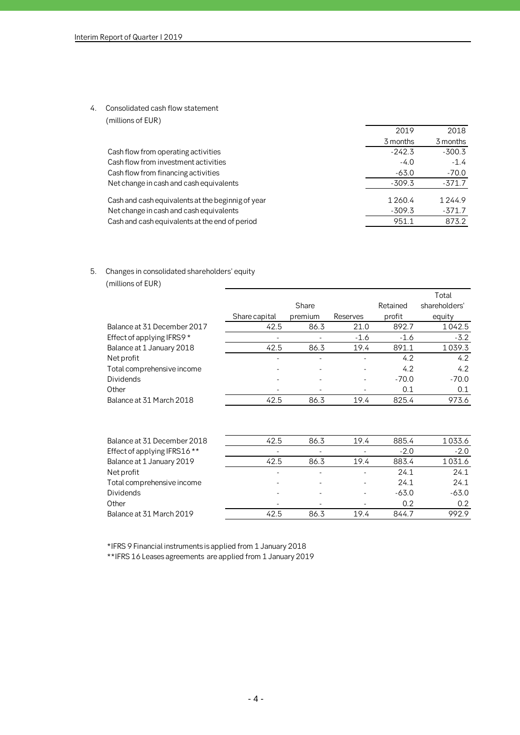## 4. Consolidated cash flow statement

(millions of EUR)

| | 2019<br>3 months | 2018<br>3 months |
|---|---|---|
| Cash flow from operating activities | -242.3 | -300.3 |
| Cash flow from investment activities | -4.0 | -1.4 |
| Cash flow from financing activities | -63.0 | -70.0 |
| Net change in cash and cash equivalents | -309.3 | -371.7 |
| | | |
| Cash and cash equivalents at the beginnig of year | 1 260.4 | 1 244.9 |
| Net change in cash and cash equivalents | -309.3 | -371.7 |
| Cash and cash equivalents at the end of period | 951.1 | 873.2 |

## 5. Changes in consolidated shareholders' equity

(millions of EUR)

| | Share capital | Share premium | Reserves | Retained profit | Total shareholders' equity |
|---|---|---|---|---|---|
| Balance at 31 December 2017 | 42.5 | 86.3 | 21.0 | 892.7 | 1 042.5 |
| Effect of applying IFRS9 * | - | - | -1.6 | -1.6 | -3.2 |
| Balance at 1 January 2018 | 42.5 | 86.3 | 19.4 | 891.1 | 1 039.3 |
| Net profit | - | - | - | 4.2 | 4.2 |
| Total comprehensive income | - | - | - | 4.2 | 4.2 |
| Dividends | - | - | - | -70.0 | -70.0 |
| Other | - | - | - | 0.1 | 0.1 |
| Balance at 31 March 2018 | 42.5 | 86.3 | 19.4 | 825.4 | 973.6 |
| | | | | | |
| Balance at 31 December 2018 | 42.5 | 86.3 | 19.4 | 885.4 | 1 033.6 |
| Effect of applying IFRS16 ** | - | - | - | -2.0 | -2.0 |
| Balance at 1 January 2019 | 42.5 | 86.3 | 19.4 | 883.4 | 1 031.6 |
| Net profit | - | - | - | 24.1 | 24.1 |
| Total comprehensive income | - | - | - | 24.1 | 24.1 |
| Dividends | - | - | - | -63.0 | -63.0 |
| Other | - | - | - | 0.2 | 0.2 |
| Balance at 31 March 2019 | 42.5 | 86.3 | 19.4 | 844.7 | 992.9 |

*IFRS 9 Financial instruments is applied from 1 January 2018

**IFRS 16 Leases agreements are applied from 1 January 2019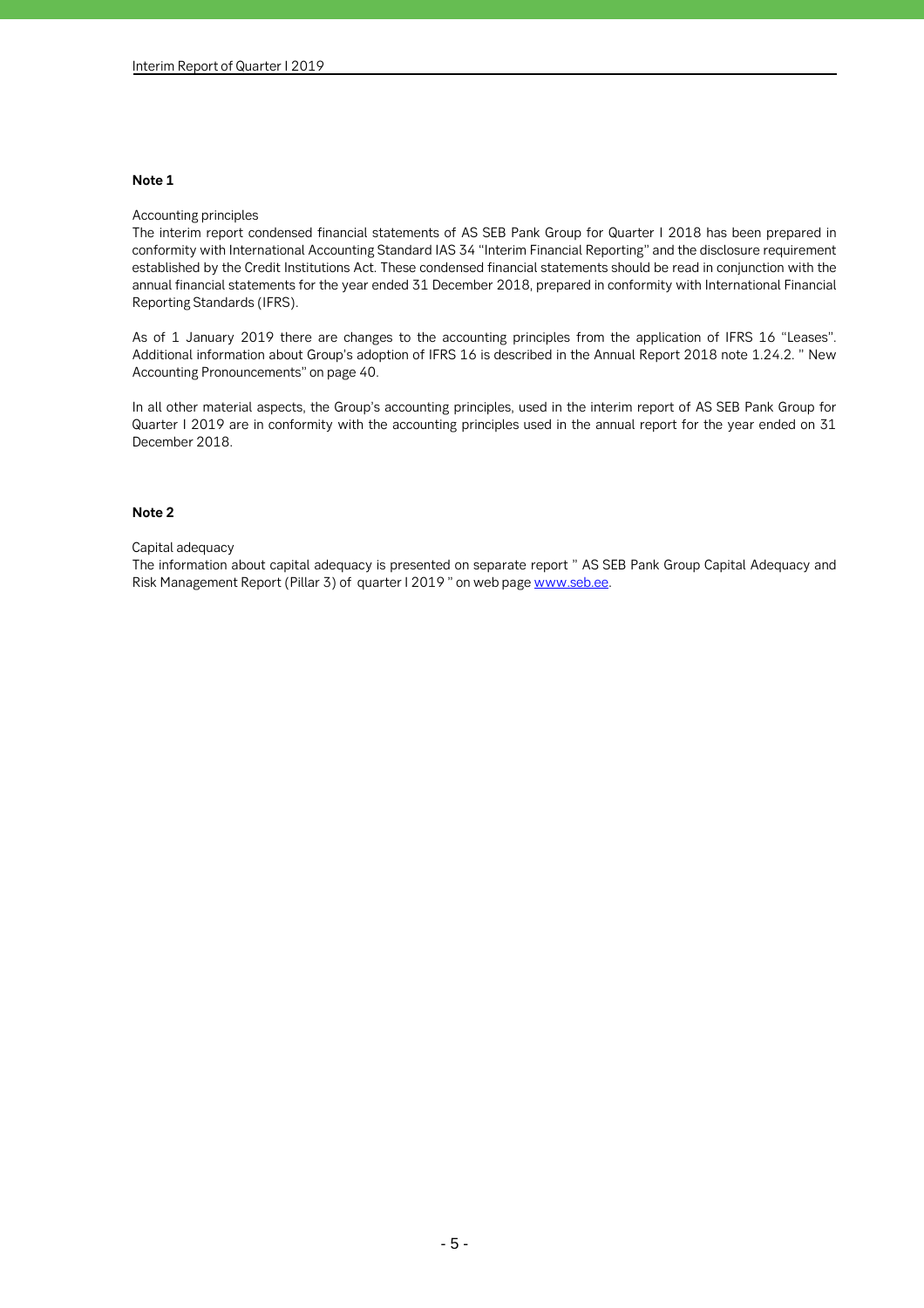**Note 1**

Accounting principles

The interim report condensed financial statements of AS SEB Pank Group for Quarter I 2018 has been prepared in conformity with International Accounting Standard IAS 34 "Interim Financial Reporting" and the disclosure requirement established by the Credit Institutions Act. These condensed financial statements should be read in conjunction with the annual financial statements for the year ended 31 December 2018, prepared in conformity with International Financial Reporting Standards (IFRS).

As of 1 January 2019 there are changes to the accounting principles from the application of IFRS 16 "Leases". Additional information about Group's adoption of IFRS 16 is described in the Annual Report 2018 note 1.24.2. " New Accounting Pronouncements" on page 40.

In all other material aspects, the Group's accounting principles, used in the interim report of AS SEB Pank Group for Quarter I 2019 are in conformity with the accounting principles used in the annual report for the year ended on 31 December 2018.

**Note 2**

Capital adequacy

The information about capital adequacy is presented on separate report " AS SEB Pank Group Capital Adequacy and Risk Management Report (Pillar 3) of quarter I 2019 " on web page www.seb.ee.